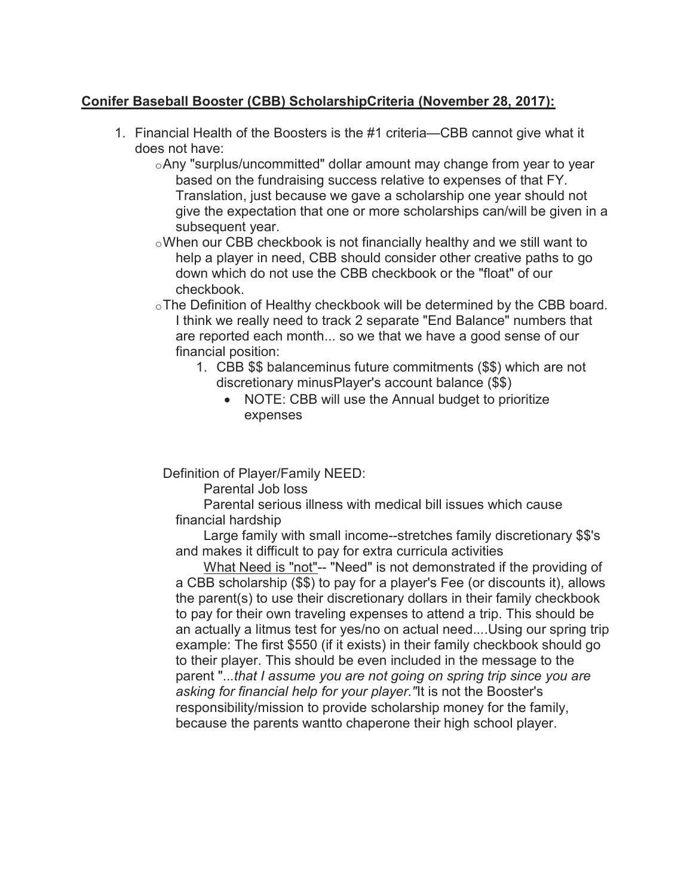**Conifer Baseball Booster (CBB) ScholarshipCriteria (November 28, 2017):**

1. Financial Health of the Boosters is the #1 criteria—CBB cannot give what it does not have:
   - Any "surplus/uncommitted" dollar amount may change from year to year based on the fundraising success relative to expenses of that FY. Translation, just because we gave a scholarship one year should not give the expectation that one or more scholarships can/will be given in a subsequent year.
   - When our CBB checkbook is not financially healthy and we still want to help a player in need, CBB should consider other creative paths to go down which do not use the CBB checkbook or the "float" of our checkbook.
   - The Definition of Healthy checkbook will be determined by the CBB board. I think we really need to track 2 separate "End Balance" numbers that are reported each month... so we that we have a good sense of our financial position:
     1. CBB $$ balanceminus future commitments ($$) which are not discretionary minusPlayer's account balance ($$)
        - NOTE: CBB will use the Annual budget to prioritize expenses

Definition of Player/Family NEED:

Parental Job loss

Parental serious illness with medical bill issues which cause financial hardship

Large family with small income--stretches family discretionary $$'s and makes it difficult to pay for extra curricula activities

What Need is "not"-- "Need" is not demonstrated if the providing of a CBB scholarship ($$) to pay for a player's Fee (or discounts it), allows the parent(s) to use their discretionary dollars in their family checkbook to pay for their own traveling expenses to attend a trip. This should be an actually a litmus test for yes/no on actual need....Using our spring trip example: The first $550 (if it exists) in their family checkbook should go to their player. This should be even included in the message to the parent "*...that I assume you are not going on spring trip since you are asking for financial help for your player."*It is not the Booster's responsibility/mission to provide scholarship money for the family, because the parents wantto chaperone their high school player.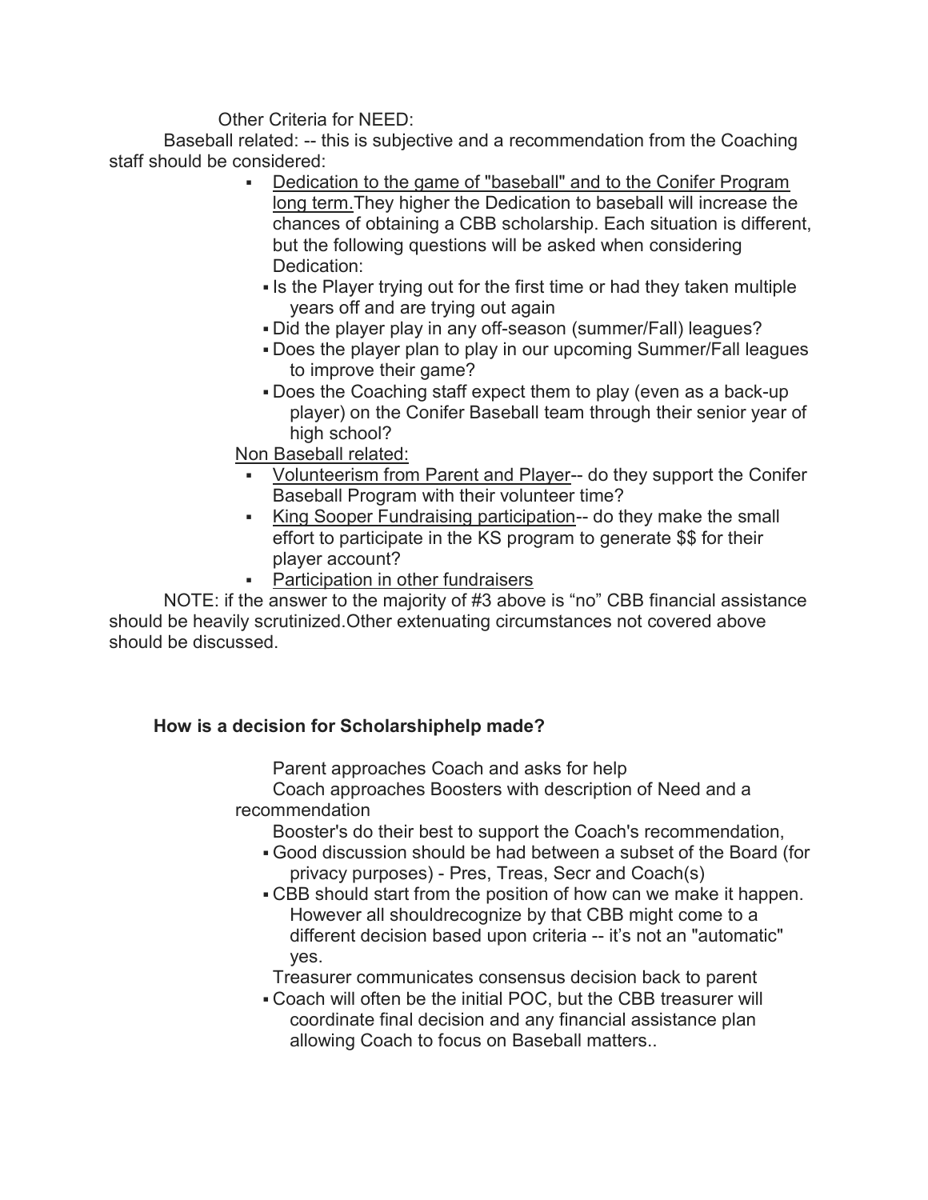Other Criteria for NEED:

Baseball related: -- this is subjective and a recommendation from the Coaching staff should be considered:

- Dedication to the game of "baseball" and to the Conifer Program long term.They higher the Dedication to baseball will increase the chances of obtaining a CBB scholarship. Each situation is different, but the following questions will be asked when considering Dedication:
  - Is the Player trying out for the first time or had they taken multiple years off and are trying out again
  - Did the player play in any off-season (summer/Fall) leagues?
  - Does the player plan to play in our upcoming Summer/Fall leagues to improve their game?
  - Does the Coaching staff expect them to play (even as a back-up player) on the Conifer Baseball team through their senior year of high school?

Non Baseball related:

- Volunteerism from Parent and Player-- do they support the Conifer Baseball Program with their volunteer time?
- King Sooper Fundraising participation-- do they make the small effort to participate in the KS program to generate $$ for their player account?
- Participation in other fundraisers

NOTE: if the answer to the majority of #3 above is “no” CBB financial assistance should be heavily scrutinized.Other extenuating circumstances not covered above should be discussed.

**How is a decision for Scholarshiphelp made?**

Parent approaches Coach and asks for help

Coach approaches Boosters with description of Need and a recommendation

Booster's do their best to support the Coach's recommendation,

- Good discussion should be had between a subset of the Board (for privacy purposes) - Pres, Treas, Secr and Coach(s)
- CBB should start from the position of how can we make it happen. However all shouldrecognize by that CBB might come to a different decision based upon criteria -- it’s not an "automatic" yes.

Treasurer communicates consensus decision back to parent

- Coach will often be the initial POC, but the CBB treasurer will coordinate final decision and any financial assistance plan allowing Coach to focus on Baseball matters..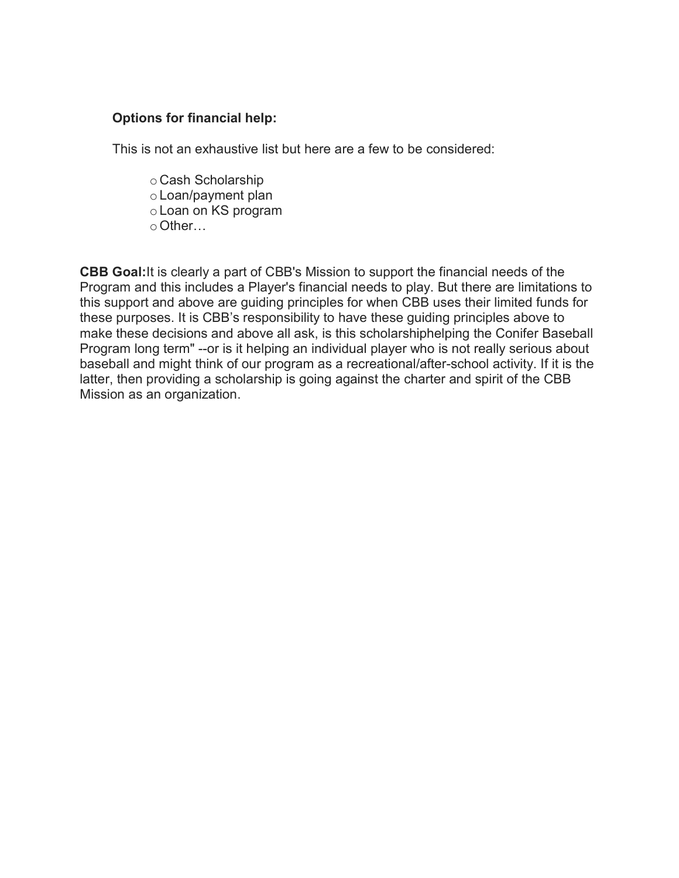**Options for financial help:**

This is not an exhaustive list but here are a few to be considered:

- Cash Scholarship
- Loan/payment plan
- Loan on KS program
- Other…

**CBB Goal:**It is clearly a part of CBB's Mission to support the financial needs of the Program and this includes a Player's financial needs to play. But there are limitations to this support and above are guiding principles for when CBB uses their limited funds for these purposes. It is CBB's responsibility to have these guiding principles above to make these decisions and above all ask, is this scholarshiphelping the Conifer Baseball Program long term" --or is it helping an individual player who is not really serious about baseball and might think of our program as a recreational/after-school activity. If it is the latter, then providing a scholarship is going against the charter and spirit of the CBB Mission as an organization.